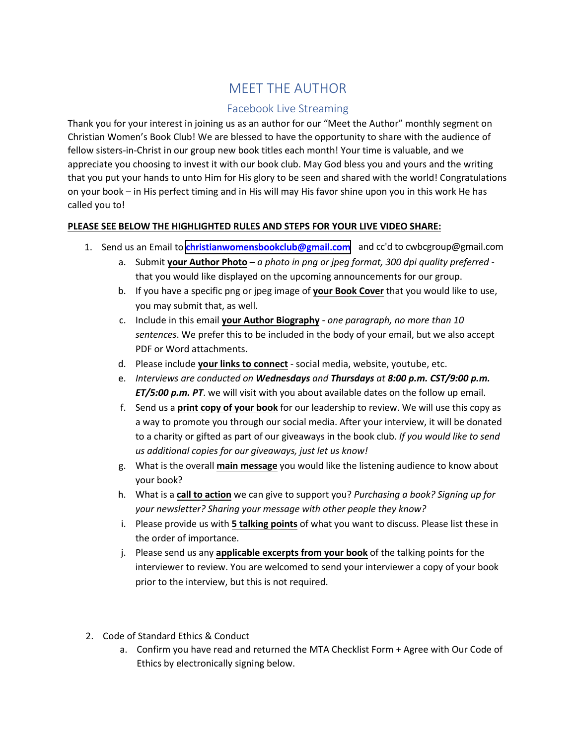# MEET THE AUTHOR

## Facebook Live Streaming

Thank you for your interest in joining us as an author for our "Meet the Author" monthly segment on Christian Women's Book Club! We are blessed to have the opportunity to share with the audience of fellow sisters-in-Christ in our group new book titles each month! Your time is valuable, and we appreciate you choosing to invest it with our book club. May God bless you and yours and the writing that you put your hands to unto Him for His glory to be seen and shared with the world! Congratulations on your book – in His perfect timing and in His will may His favor shine upon you in this work He has called you to!

**PLEASE SEE BELOW THE HIGHLIGHTED RULES AND STEPS FOR YOUR LIVE VIDEO SHARE:**

1. Send us an Email to **christianwomensbookclub@gmail.com** and cc'd to cwbcgroup@gmail.com
   a. Submit **your Author Photo –** *a photo in png or jpeg format, 300 dpi quality preferred* - that you would like displayed on the upcoming announcements for our group.
   b. If you have a specific png or jpeg image of **your Book Cover** that you would like to use, you may submit that, as well.
   c. Include in this email **your Author Biography** - *one paragraph, no more than 10 sentences*. We prefer this to be included in the body of your email, but we also accept PDF or Word attachments.
   d. Please include **your links to connect** - social media, website, youtube, etc.
   e. *Interviews are conducted on **Wednesdays** and **Thursdays** at **8:00 p.m. CST/9:00 p.m. ET/5:00 p.m. PT***. we will visit with you about available dates on the follow up email.
   f. Send us a **print copy of your book** for our leadership to review. We will use this copy as a way to promote you through our social media. After your interview, it will be donated to a charity or gifted as part of our giveaways in the book club. *If you would like to send us additional copies for our giveaways, just let us know!*
   g. What is the overall **main message** you would like the listening audience to know about your book?
   h. What is a **call to action** we can give to support you? *Purchasing a book? Signing up for your newsletter? Sharing your message with other people they know?*
   i. Please provide us with **5 talking points** of what you want to discuss. Please list these in the order of importance.
   j. Please send us any **applicable excerpts from your book** of the talking points for the interviewer to review. You are welcomed to send your interviewer a copy of your book prior to the interview, but this is not required.

2. Code of Standard Ethics & Conduct
   a. Confirm you have read and returned the MTA Checklist Form + Agree with Our Code of Ethics by electronically signing below.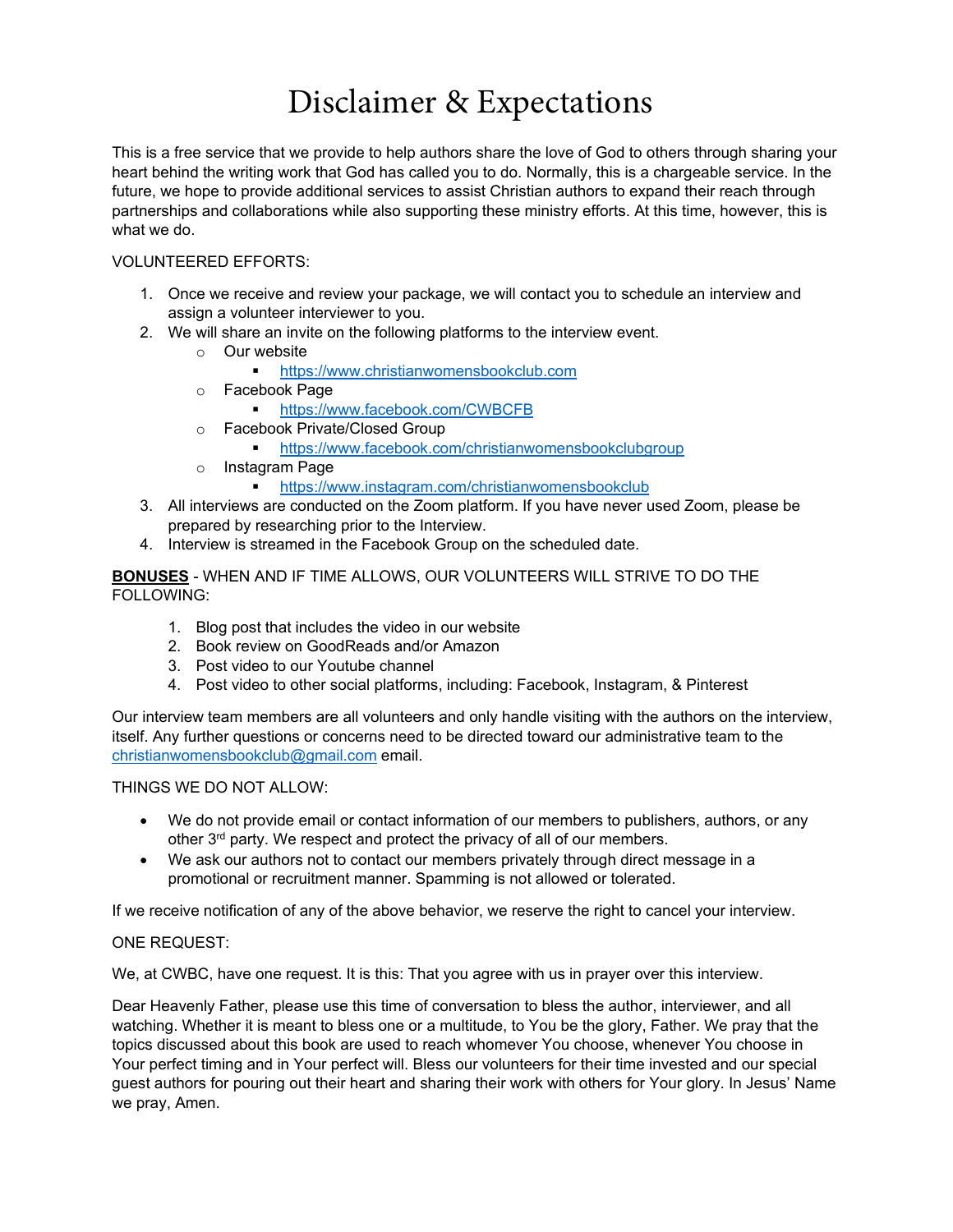# Disclaimer & Expectations

This is a free service that we provide to help authors share the love of God to others through sharing your heart behind the writing work that God has called you to do. Normally, this is a chargeable service. In the future, we hope to provide additional services to assist Christian authors to expand their reach through partnerships and collaborations while also supporting these ministry efforts. At this time, however, this is what we do.

VOLUNTEERED EFFORTS:

1. Once we receive and review your package, we will contact you to schedule an interview and assign a volunteer interviewer to you.
2. We will share an invite on the following platforms to the interview event.
   - Our website
     - https://www.christianwomensbookclub.com
   - Facebook Page
     - https://www.facebook.com/CWBCFB
   - Facebook Private/Closed Group
     - https://www.facebook.com/christianwomensbookclubgroup
   - Instagram Page
     - https://www.instagram.com/christianwomensbookclub
3. All interviews are conducted on the Zoom platform. If you have never used Zoom, please be prepared by researching prior to the Interview.
4. Interview is streamed in the Facebook Group on the scheduled date.

**BONUSES** - WHEN AND IF TIME ALLOWS, OUR VOLUNTEERS WILL STRIVE TO DO THE FOLLOWING:

1. Blog post that includes the video in our website
2. Book review on GoodReads and/or Amazon
3. Post video to our Youtube channel
4. Post video to other social platforms, including: Facebook, Instagram, & Pinterest

Our interview team members are all volunteers and only handle visiting with the authors on the interview, itself. Any further questions or concerns need to be directed toward our administrative team to the christianwomensbookclub@gmail.com email.

THINGS WE DO NOT ALLOW:

- We do not provide email or contact information of our members to publishers, authors, or any other 3rd party. We respect and protect the privacy of all of our members.
- We ask our authors not to contact our members privately through direct message in a promotional or recruitment manner. Spamming is not allowed or tolerated.

If we receive notification of any of the above behavior, we reserve the right to cancel your interview.

ONE REQUEST:

We, at CWBC, have one request. It is this: That you agree with us in prayer over this interview.

Dear Heavenly Father, please use this time of conversation to bless the author, interviewer, and all watching. Whether it is meant to bless one or a multitude, to You be the glory, Father. We pray that the topics discussed about this book are used to reach whomever You choose, whenever You choose in Your perfect timing and in Your perfect will. Bless our volunteers for their time invested and our special guest authors for pouring out their heart and sharing their work with others for Your glory. In Jesus' Name we pray, Amen.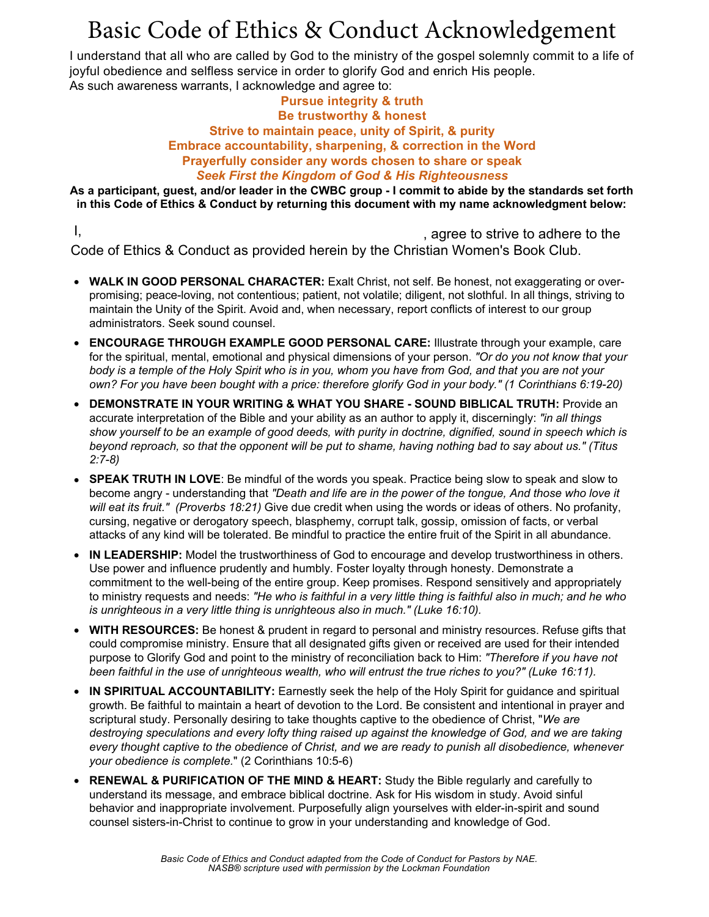# Basic Code of Ethics & Conduct Acknowledgement

I understand that all who are called by God to the ministry of the gospel solemnly commit to a life of joyful obedience and selfless service in order to glorify God and enrich His people.
As such awareness warrants, I acknowledge and agree to:

**Pursue integrity & truth**
**Be trustworthy & honest**
**Strive to maintain peace, unity of Spirit, & purity**
**Embrace accountability, sharpening, & correction in the Word**
**Prayerfully consider any words chosen to share or speak**
***Seek First the Kingdom of God & His Righteousness***

**As a participant, guest, and/or leader in the CWBC group - I commit to abide by the standards set forth in this Code of Ethics & Conduct by returning this document with my name acknowledgment below:**

I, _______________________________________, agree to strive to adhere to the Code of Ethics & Conduct as provided herein by the Christian Women's Book Club.

- **WALK IN GOOD PERSONAL CHARACTER:** Exalt Christ, not self. Be honest, not exaggerating or over-promising; peace-loving, not contentious; patient, not volatile; diligent, not slothful. In all things, striving to maintain the Unity of the Spirit. Avoid and, when necessary, report conflicts of interest to our group administrators. Seek sound counsel.
- **ENCOURAGE THROUGH EXAMPLE GOOD PERSONAL CARE:** Illustrate through your example, care for the spiritual, mental, emotional and physical dimensions of your person. *"Or do you not know that your body is a temple of the Holy Spirit who is in you, whom you have from God, and that you are not your own? For you have been bought with a price: therefore glorify God in your body." (1 Corinthians 6:19-20)*
- **DEMONSTRATE IN YOUR WRITING & WHAT YOU SHARE - SOUND BIBLICAL TRUTH:** Provide an accurate interpretation of the Bible and your ability as an author to apply it, discerningly: *"in all things show yourself to be an example of good deeds, with purity in doctrine, dignified, sound in speech which is beyond reproach, so that the opponent will be put to shame, having nothing bad to say about us." (Titus 2:7-8)*
- **SPEAK TRUTH IN LOVE**: Be mindful of the words you speak. Practice being slow to speak and slow to become angry - understanding that *"Death and life are in the power of the tongue, And those who love it will eat its fruit." (Proverbs 18:21)* Give due credit when using the words or ideas of others. No profanity, cursing, negative or derogatory speech, blasphemy, corrupt talk, gossip, omission of facts, or verbal attacks of any kind will be tolerated. Be mindful to practice the entire fruit of the Spirit in all abundance.
- **IN LEADERSHIP:** Model the trustworthiness of God to encourage and develop trustworthiness in others. Use power and influence prudently and humbly. Foster loyalty through honesty. Demonstrate a commitment to the well-being of the entire group. Keep promises. Respond sensitively and appropriately to ministry requests and needs: *"He who is faithful in a very little thing is faithful also in much; and he who is unrighteous in a very little thing is unrighteous also in much." (Luke 16:10).*
- **WITH RESOURCES:** Be honest & prudent in regard to personal and ministry resources. Refuse gifts that could compromise ministry. Ensure that all designated gifts given or received are used for their intended purpose to Glorify God and point to the ministry of reconciliation back to Him: *"Therefore if you have not been faithful in the use of unrighteous wealth, who will entrust the true riches to you?" (Luke 16:11).*
- **IN SPIRITUAL ACCOUNTABILITY:** Earnestly seek the help of the Holy Spirit for guidance and spiritual growth. Be faithful to maintain a heart of devotion to the Lord. Be consistent and intentional in prayer and scriptural study. Personally desiring to take thoughts captive to the obedience of Christ, "*We are destroying speculations and every lofty thing raised up against the knowledge of God, and we are taking every thought captive to the obedience of Christ, and we are ready to punish all disobedience, whenever your obedience is complete.*" (2 Corinthians 10:5-6)
- **RENEWAL & PURIFICATION OF THE MIND & HEART:** Study the Bible regularly and carefully to understand its message, and embrace biblical doctrine. Ask for His wisdom in study. Avoid sinful behavior and inappropriate involvement. Purposefully align yourselves with elder-in-spirit and sound counsel sisters-in-Christ to continue to grow in your understanding and knowledge of God.

*Basic Code of Ethics and Conduct adapted from the Code of Conduct for Pastors by NAE.*
*NASB® scripture used with permission by the Lockman Foundation*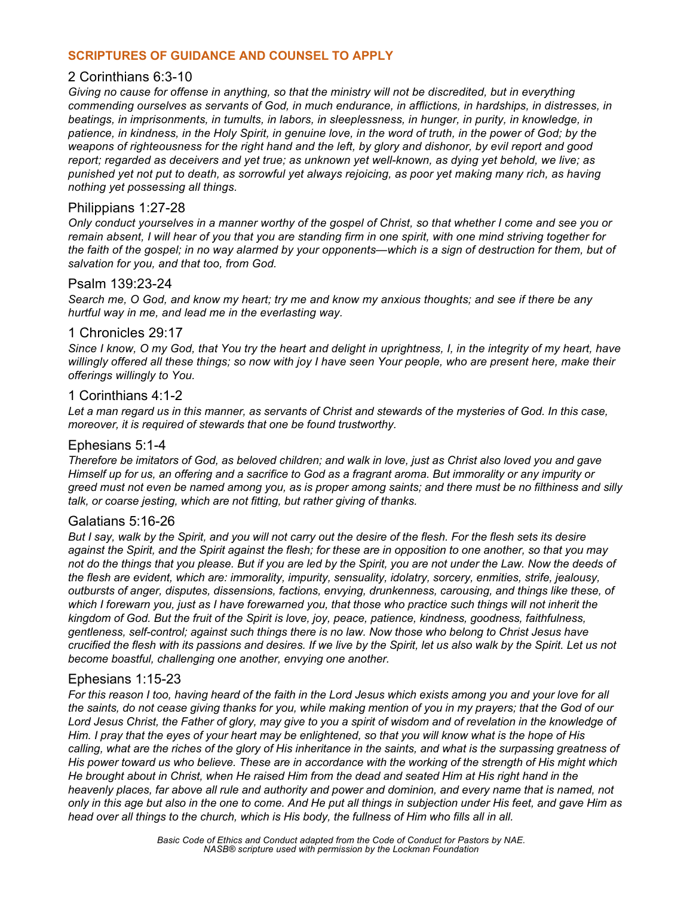## SCRIPTURES OF GUIDANCE AND COUNSEL TO APPLY

### 2 Corinthians 6:3-10

*Giving no cause for offense in anything, so that the ministry will not be discredited, but in everything commending ourselves as servants of God, in much endurance, in afflictions, in hardships, in distresses, in beatings, in imprisonments, in tumults, in labors, in sleeplessness, in hunger, in purity, in knowledge, in patience, in kindness, in the Holy Spirit, in genuine love, in the word of truth, in the power of God; by the weapons of righteousness for the right hand and the left, by glory and dishonor, by evil report and good report; regarded as deceivers and yet true; as unknown yet well-known, as dying yet behold, we live; as punished yet not put to death, as sorrowful yet always rejoicing, as poor yet making many rich, as having nothing yet possessing all things.*

### Philippians 1:27-28

*Only conduct yourselves in a manner worthy of the gospel of Christ, so that whether I come and see you or remain absent, I will hear of you that you are standing firm in one spirit, with one mind striving together for the faith of the gospel; in no way alarmed by your opponents—which is a sign of destruction for them, but of salvation for you, and that too, from God.*

### Psalm 139:23-24

*Search me, O God, and know my heart; try me and know my anxious thoughts; and see if there be any hurtful way in me, and lead me in the everlasting way.*

### 1 Chronicles 29:17

*Since I know, O my God, that You try the heart and delight in uprightness, I, in the integrity of my heart, have willingly offered all these things; so now with joy I have seen Your people, who are present here, make their offerings willingly to You.*

### 1 Corinthians 4:1-2

*Let a man regard us in this manner, as servants of Christ and stewards of the mysteries of God. In this case, moreover, it is required of stewards that one be found trustworthy.*

### Ephesians 5:1-4

*Therefore be imitators of God, as beloved children; and walk in love, just as Christ also loved you and gave Himself up for us, an offering and a sacrifice to God as a fragrant aroma. But immorality or any impurity or greed must not even be named among you, as is proper among saints; and there must be no filthiness and silly talk, or coarse jesting, which are not fitting, but rather giving of thanks.*

### Galatians 5:16-26

*But I say, walk by the Spirit, and you will not carry out the desire of the flesh. For the flesh sets its desire against the Spirit, and the Spirit against the flesh; for these are in opposition to one another, so that you may not do the things that you please. But if you are led by the Spirit, you are not under the Law. Now the deeds of the flesh are evident, which are: immorality, impurity, sensuality, idolatry, sorcery, enmities, strife, jealousy, outbursts of anger, disputes, dissensions, factions, envying, drunkenness, carousing, and things like these, of which I forewarn you, just as I have forewarned you, that those who practice such things will not inherit the kingdom of God. But the fruit of the Spirit is love, joy, peace, patience, kindness, goodness, faithfulness, gentleness, self-control; against such things there is no law. Now those who belong to Christ Jesus have crucified the flesh with its passions and desires. If we live by the Spirit, let us also walk by the Spirit. Let us not become boastful, challenging one another, envying one another.*

### Ephesians 1:15-23

*For this reason I too, having heard of the faith in the Lord Jesus which exists among you and your love for all the saints, do not cease giving thanks for you, while making mention of you in my prayers; that the God of our Lord Jesus Christ, the Father of glory, may give to you a spirit of wisdom and of revelation in the knowledge of Him. I pray that the eyes of your heart may be enlightened, so that you will know what is the hope of His calling, what are the riches of the glory of His inheritance in the saints, and what is the surpassing greatness of His power toward us who believe. These are in accordance with the working of the strength of His might which He brought about in Christ, when He raised Him from the dead and seated Him at His right hand in the heavenly places, far above all rule and authority and power and dominion, and every name that is named, not only in this age but also in the one to come. And He put all things in subjection under His feet, and gave Him as head over all things to the church, which is His body, the fullness of Him who fills all in all.*

*Basic Code of Ethics and Conduct adapted from the Code of Conduct for Pastors by NAE.*
*NASB® scripture used with permission by the Lockman Foundation*